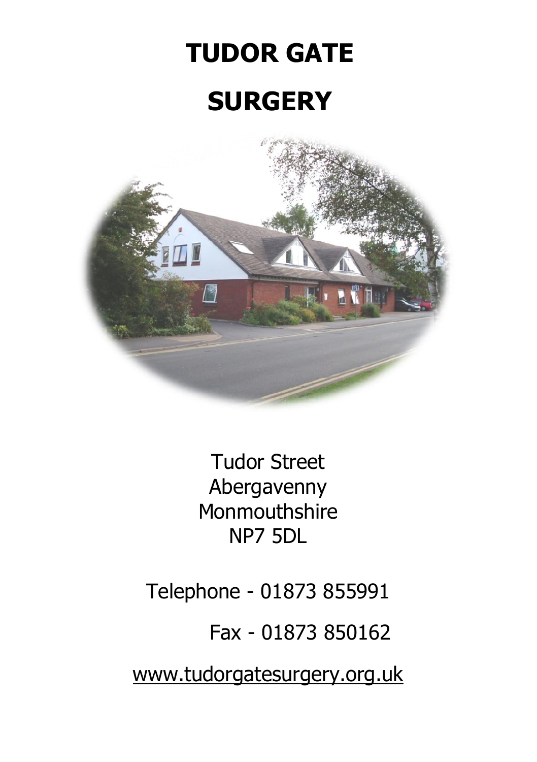# TUDOR GATE

# SURGERY

Tudor Street
Abergavenny
Monmouthshire
NP7 5DL

Telephone - 01873 855991

Fax - 01873 850162

www.tudorgatesurgery.org.uk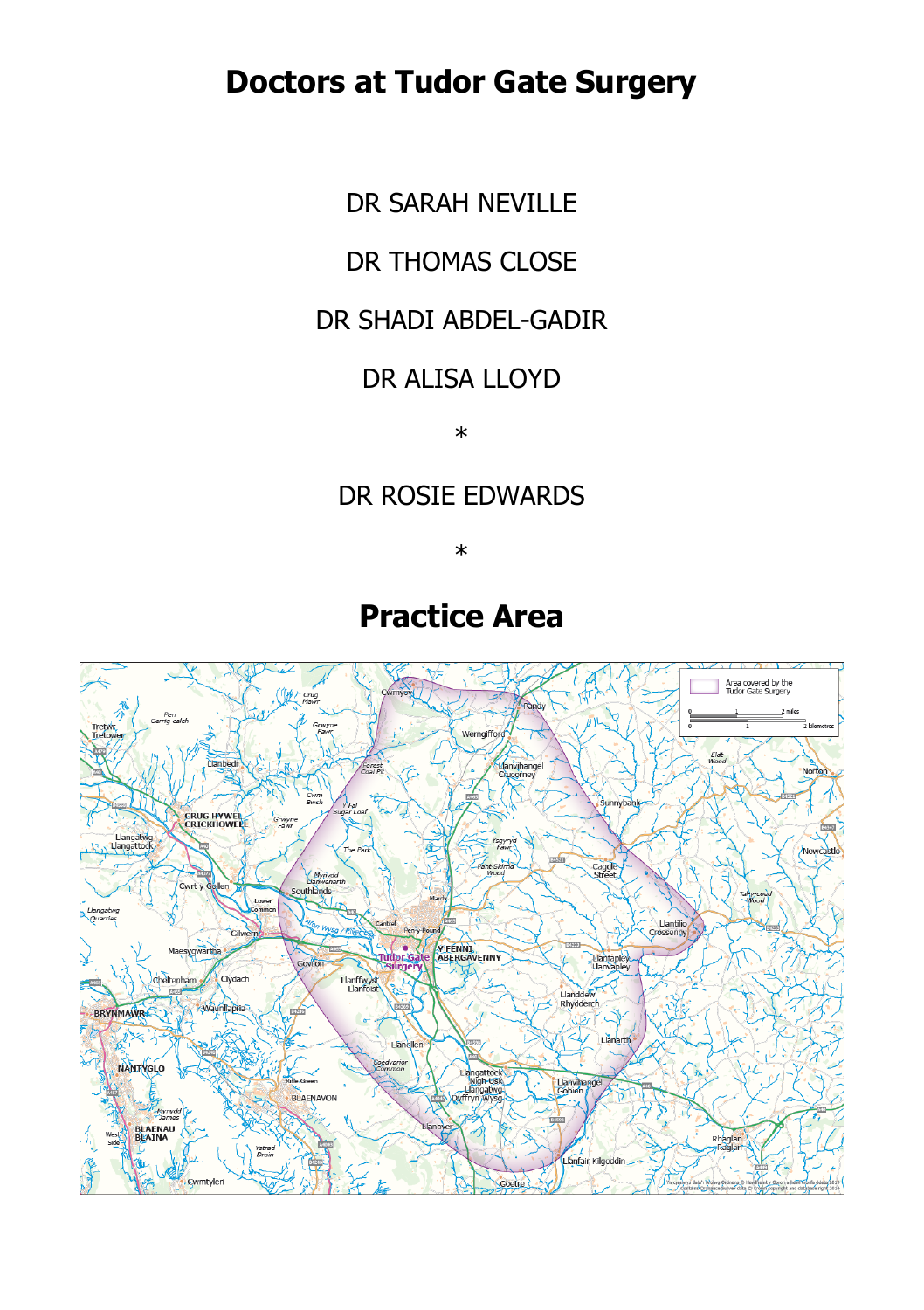# Doctors at Tudor Gate Surgery

DR SARAH NEVILLE

DR THOMAS CLOSE

DR SHADI ABDEL-GADIR

DR ALISA LLOYD

*

DR ROSIE EDWARDS

*

# Practice Area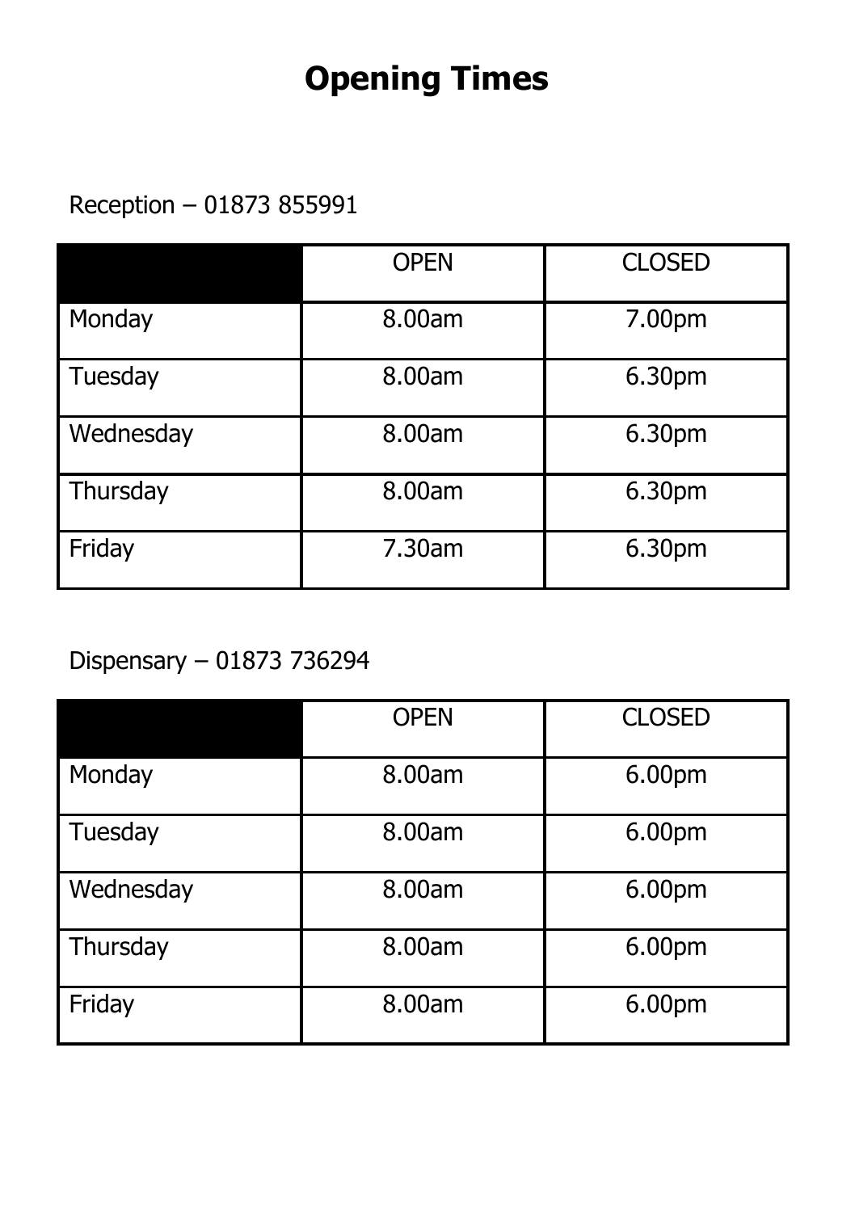# Opening Times

Reception – 01873 855991

| | OPEN | CLOSED |
|---|---|---|
| Monday | 8.00am | 7.00pm |
| Tuesday | 8.00am | 6.30pm |
| Wednesday | 8.00am | 6.30pm |
| Thursday | 8.00am | 6.30pm |
| Friday | 7.30am | 6.30pm |

Dispensary – 01873 736294

| | OPEN | CLOSED |
|---|---|---|
| Monday | 8.00am | 6.00pm |
| Tuesday | 8.00am | 6.00pm |
| Wednesday | 8.00am | 6.00pm |
| Thursday | 8.00am | 6.00pm |
| Friday | 8.00am | 6.00pm |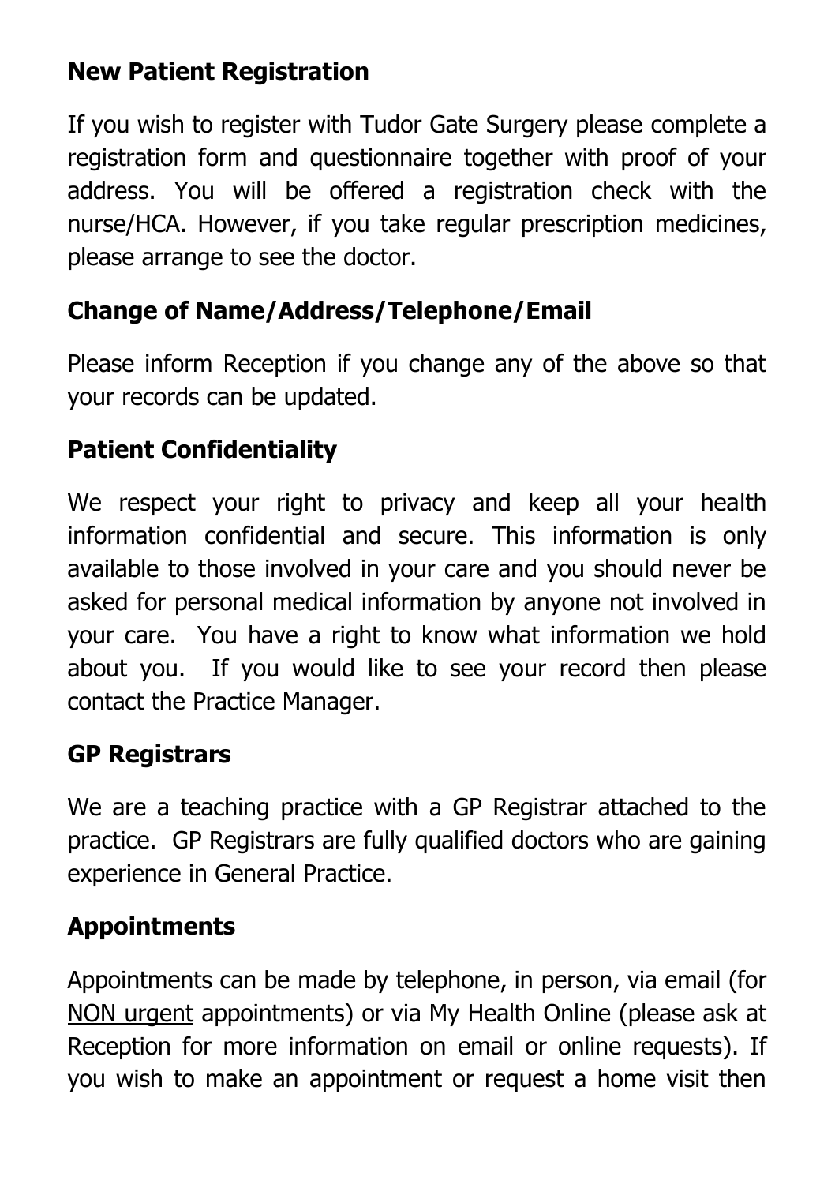## New Patient Registration

If you wish to register with Tudor Gate Surgery please complete a registration form and questionnaire together with proof of your address. You will be offered a registration check with the nurse/HCA. However, if you take regular prescription medicines, please arrange to see the doctor.

## Change of Name/Address/Telephone/Email

Please inform Reception if you change any of the above so that your records can be updated.

## Patient Confidentiality

We respect your right to privacy and keep all your health information confidential and secure. This information is only available to those involved in your care and you should never be asked for personal medical information by anyone not involved in your care. You have a right to know what information we hold about you. If you would like to see your record then please contact the Practice Manager.

## GP Registrars

We are a teaching practice with a GP Registrar attached to the practice. GP Registrars are fully qualified doctors who are gaining experience in General Practice.

## Appointments

Appointments can be made by telephone, in person, via email (for <u>NON urgent</u> appointments) or via My Health Online (please ask at Reception for more information on email or online requests). If you wish to make an appointment or request a home visit then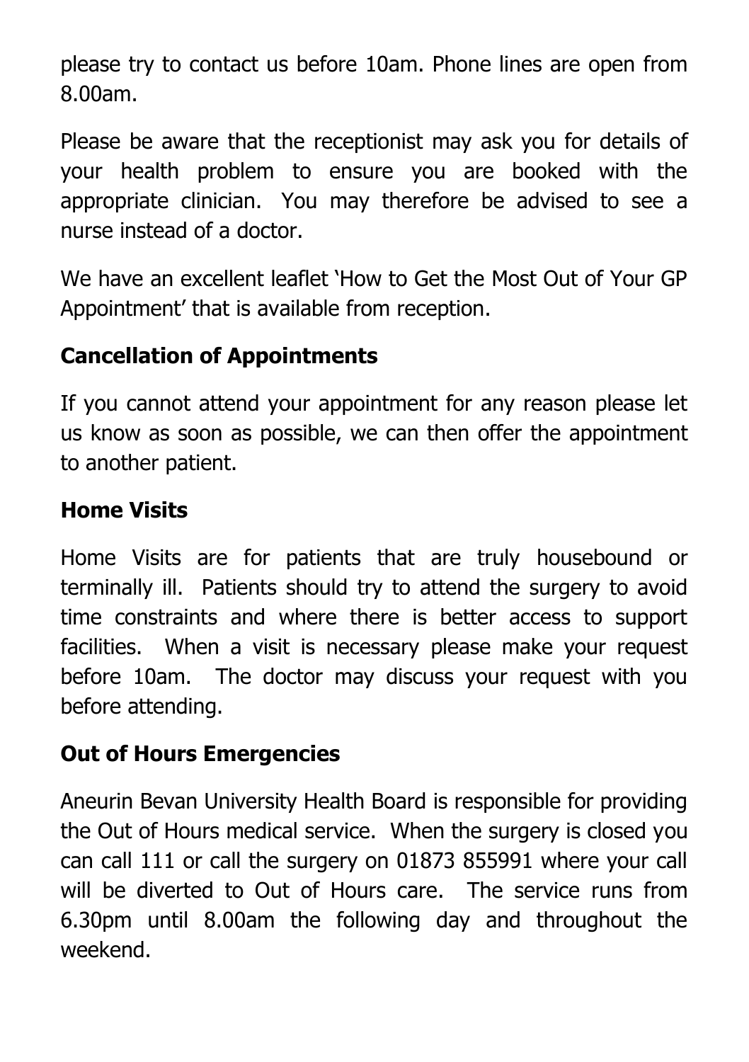please try to contact us before 10am. Phone lines are open from 8.00am.

Please be aware that the receptionist may ask you for details of your health problem to ensure you are booked with the appropriate clinician. You may therefore be advised to see a nurse instead of a doctor.

We have an excellent leaflet 'How to Get the Most Out of Your GP Appointment' that is available from reception.

## Cancellation of Appointments

If you cannot attend your appointment for any reason please let us know as soon as possible, we can then offer the appointment to another patient.

## Home Visits

Home Visits are for patients that are truly housebound or terminally ill. Patients should try to attend the surgery to avoid time constraints and where there is better access to support facilities. When a visit is necessary please make your request before 10am. The doctor may discuss your request with you before attending.

## Out of Hours Emergencies

Aneurin Bevan University Health Board is responsible for providing the Out of Hours medical service. When the surgery is closed you can call 111 or call the surgery on 01873 855991 where your call will be diverted to Out of Hours care. The service runs from 6.30pm until 8.00am the following day and throughout the weekend.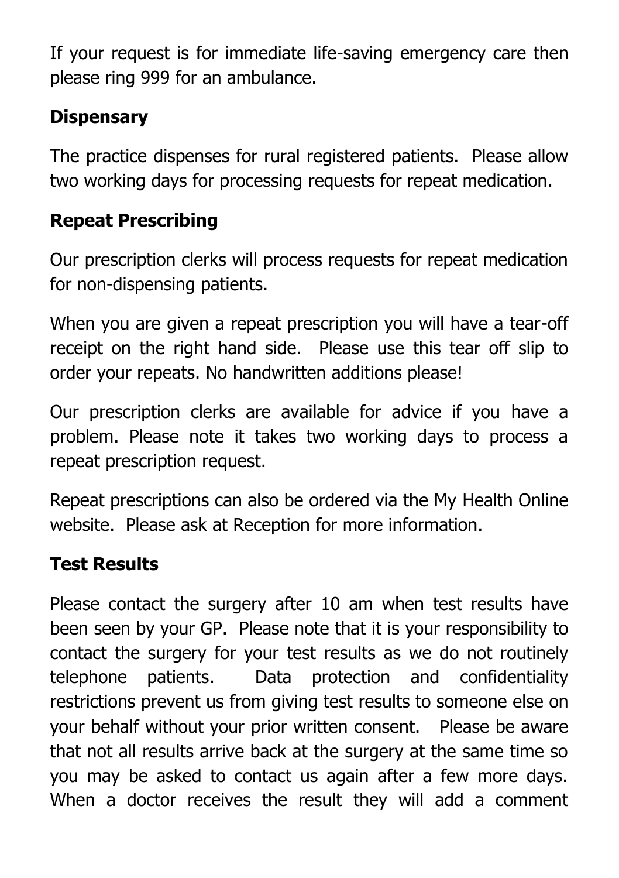If your request is for immediate life-saving emergency care then please ring 999 for an ambulance.

## Dispensary

The practice dispenses for rural registered patients. Please allow two working days for processing requests for repeat medication.

## Repeat Prescribing

Our prescription clerks will process requests for repeat medication for non-dispensing patients.

When you are given a repeat prescription you will have a tear-off receipt on the right hand side. Please use this tear off slip to order your repeats. No handwritten additions please!

Our prescription clerks are available for advice if you have a problem. Please note it takes two working days to process a repeat prescription request.

Repeat prescriptions can also be ordered via the My Health Online website. Please ask at Reception for more information.

## Test Results

Please contact the surgery after 10 am when test results have been seen by your GP. Please note that it is your responsibility to contact the surgery for your test results as we do not routinely telephone patients. Data protection and confidentiality restrictions prevent us from giving test results to someone else on your behalf without your prior written consent. Please be aware that not all results arrive back at the surgery at the same time so you may be asked to contact us again after a few more days. When a doctor receives the result they will add a comment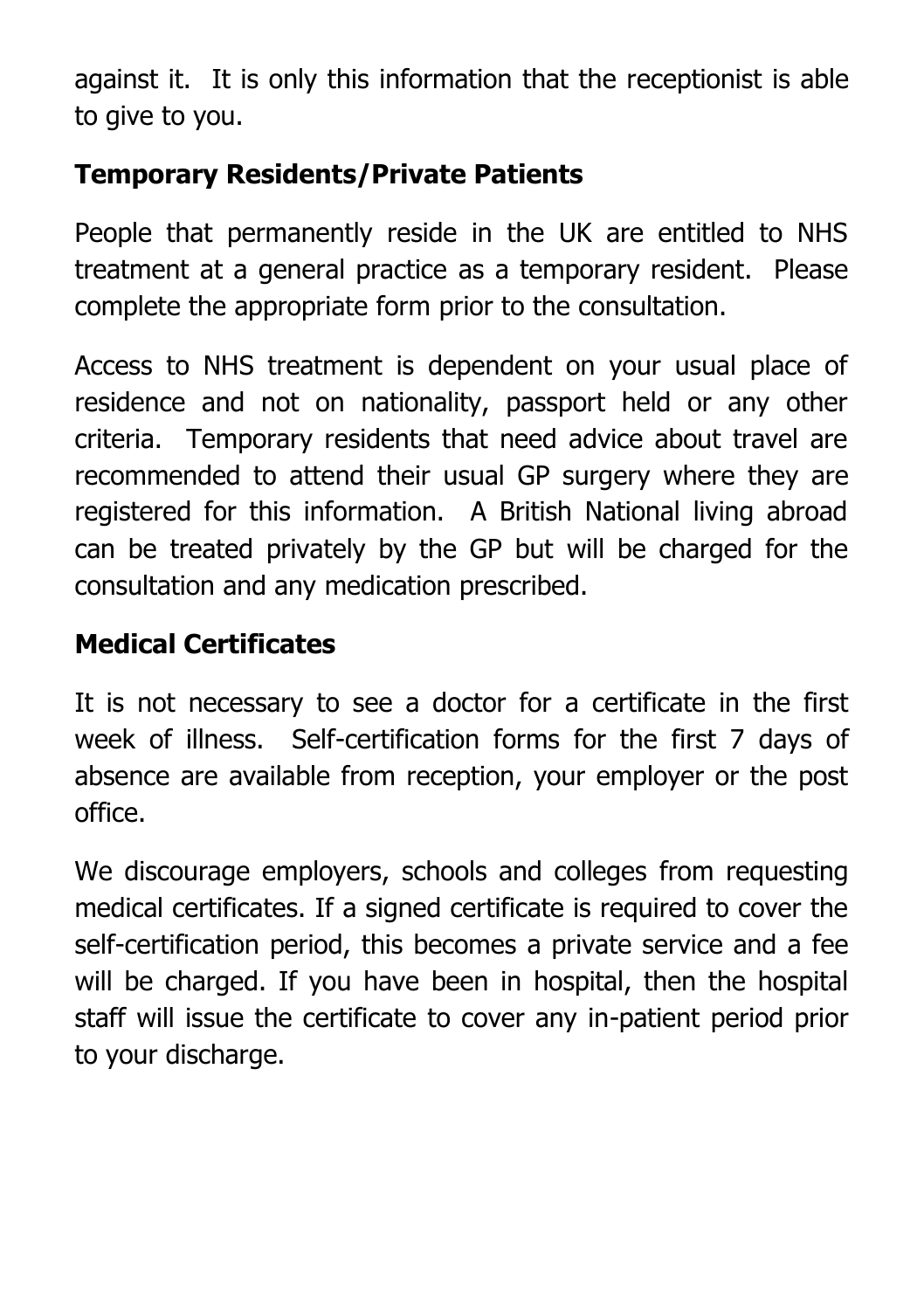against it.  It is only this information that the receptionist is able to give to you.

## Temporary Residents/Private Patients

People that permanently reside in the UK are entitled to NHS treatment at a general practice as a temporary resident.  Please complete the appropriate form prior to the consultation.

Access to NHS treatment is dependent on your usual place of residence and not on nationality, passport held or any other criteria.  Temporary residents that need advice about travel are recommended to attend their usual GP surgery where they are registered for this information.  A British National living abroad can be treated privately by the GP but will be charged for the consultation and any medication prescribed.

## Medical Certificates

It is not necessary to see a doctor for a certificate in the first week of illness.  Self-certification forms for the first 7 days of absence are available from reception, your employer or the post office.

We discourage employers, schools and colleges from requesting medical certificates. If a signed certificate is required to cover the self-certification period, this becomes a private service and a fee will be charged. If you have been in hospital, then the hospital staff will issue the certificate to cover any in-patient period prior to your discharge.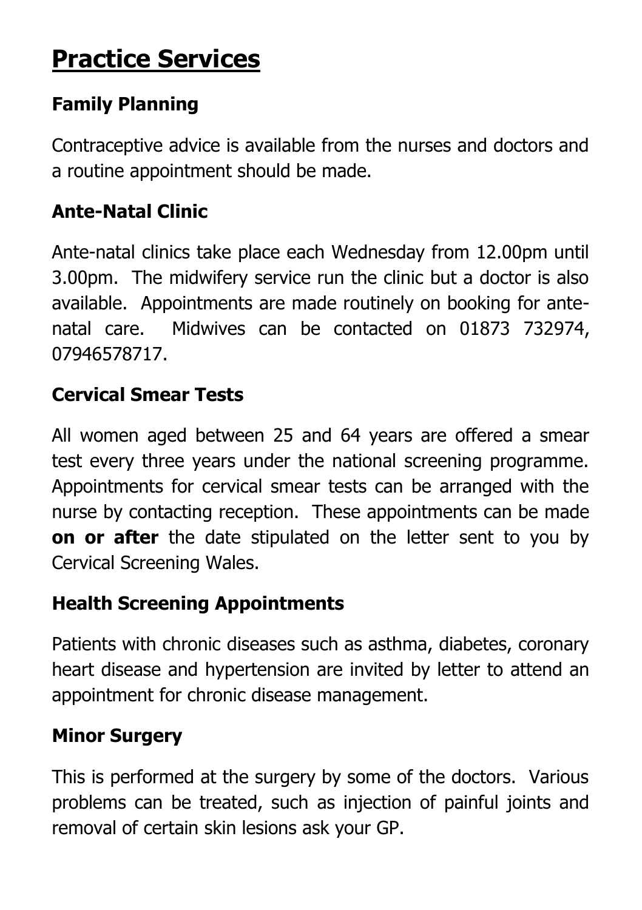# Practice Services

## Family Planning

Contraceptive advice is available from the nurses and doctors and a routine appointment should be made.

## Ante-Natal Clinic

Ante-natal clinics take place each Wednesday from 12.00pm until 3.00pm. The midwifery service run the clinic but a doctor is also available. Appointments are made routinely on booking for ante-natal care. Midwives can be contacted on 01873 732974, 07946578717.

## Cervical Smear Tests

All women aged between 25 and 64 years are offered a smear test every three years under the national screening programme. Appointments for cervical smear tests can be arranged with the nurse by contacting reception. These appointments can be made **on or after** the date stipulated on the letter sent to you by Cervical Screening Wales.

## Health Screening Appointments

Patients with chronic diseases such as asthma, diabetes, coronary heart disease and hypertension are invited by letter to attend an appointment for chronic disease management.

## Minor Surgery

This is performed at the surgery by some of the doctors. Various problems can be treated, such as injection of painful joints and removal of certain skin lesions ask your GP.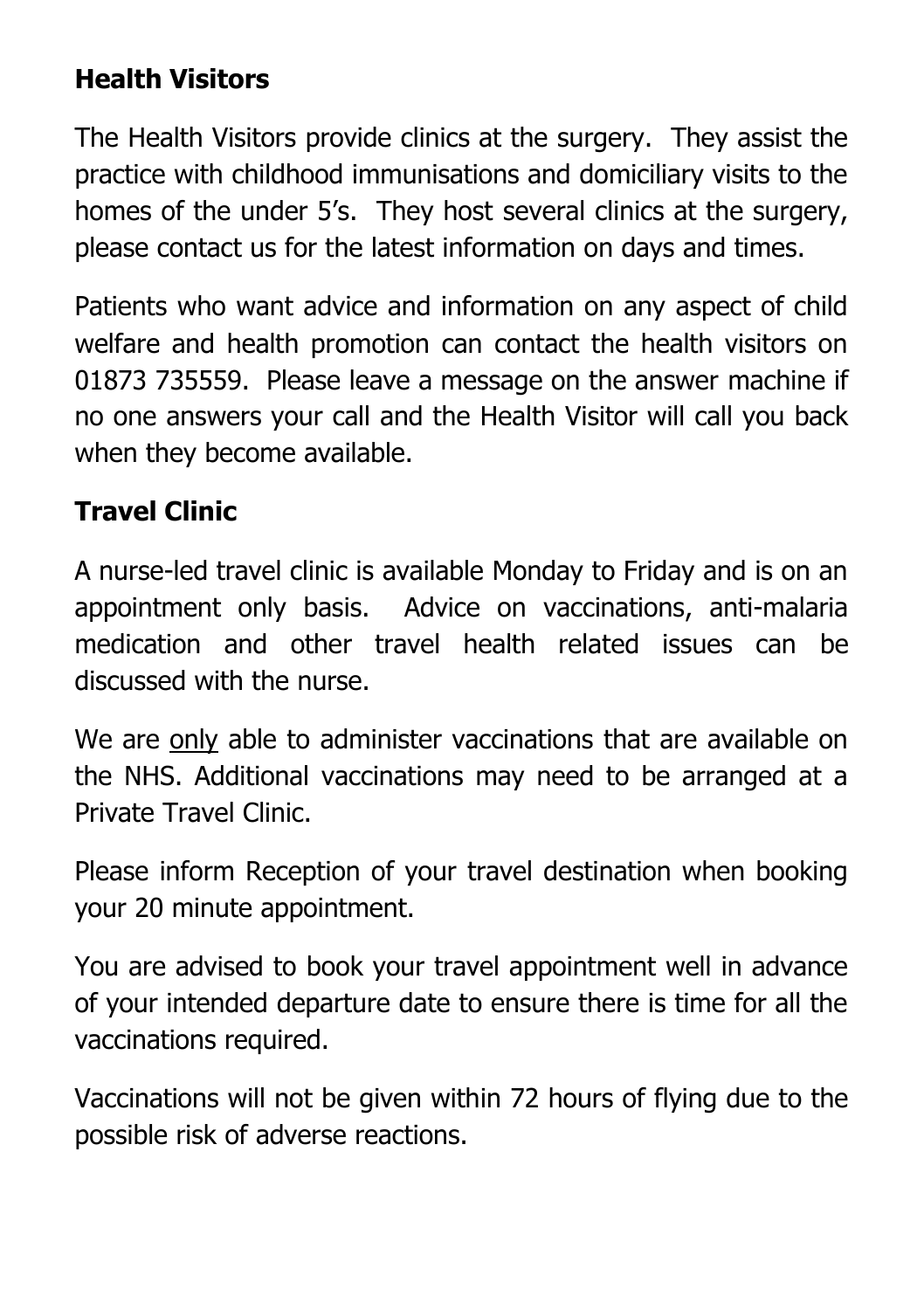## Health Visitors

The Health Visitors provide clinics at the surgery. They assist the practice with childhood immunisations and domiciliary visits to the homes of the under 5's. They host several clinics at the surgery, please contact us for the latest information on days and times.

Patients who want advice and information on any aspect of child welfare and health promotion can contact the health visitors on 01873 735559. Please leave a message on the answer machine if no one answers your call and the Health Visitor will call you back when they become available.

## Travel Clinic

A nurse-led travel clinic is available Monday to Friday and is on an appointment only basis. Advice on vaccinations, anti-malaria medication and other travel health related issues can be discussed with the nurse.

We are <u>only</u> able to administer vaccinations that are available on the NHS. Additional vaccinations may need to be arranged at a Private Travel Clinic.

Please inform Reception of your travel destination when booking your 20 minute appointment.

You are advised to book your travel appointment well in advance of your intended departure date to ensure there is time for all the vaccinations required.

Vaccinations will not be given within 72 hours of flying due to the possible risk of adverse reactions.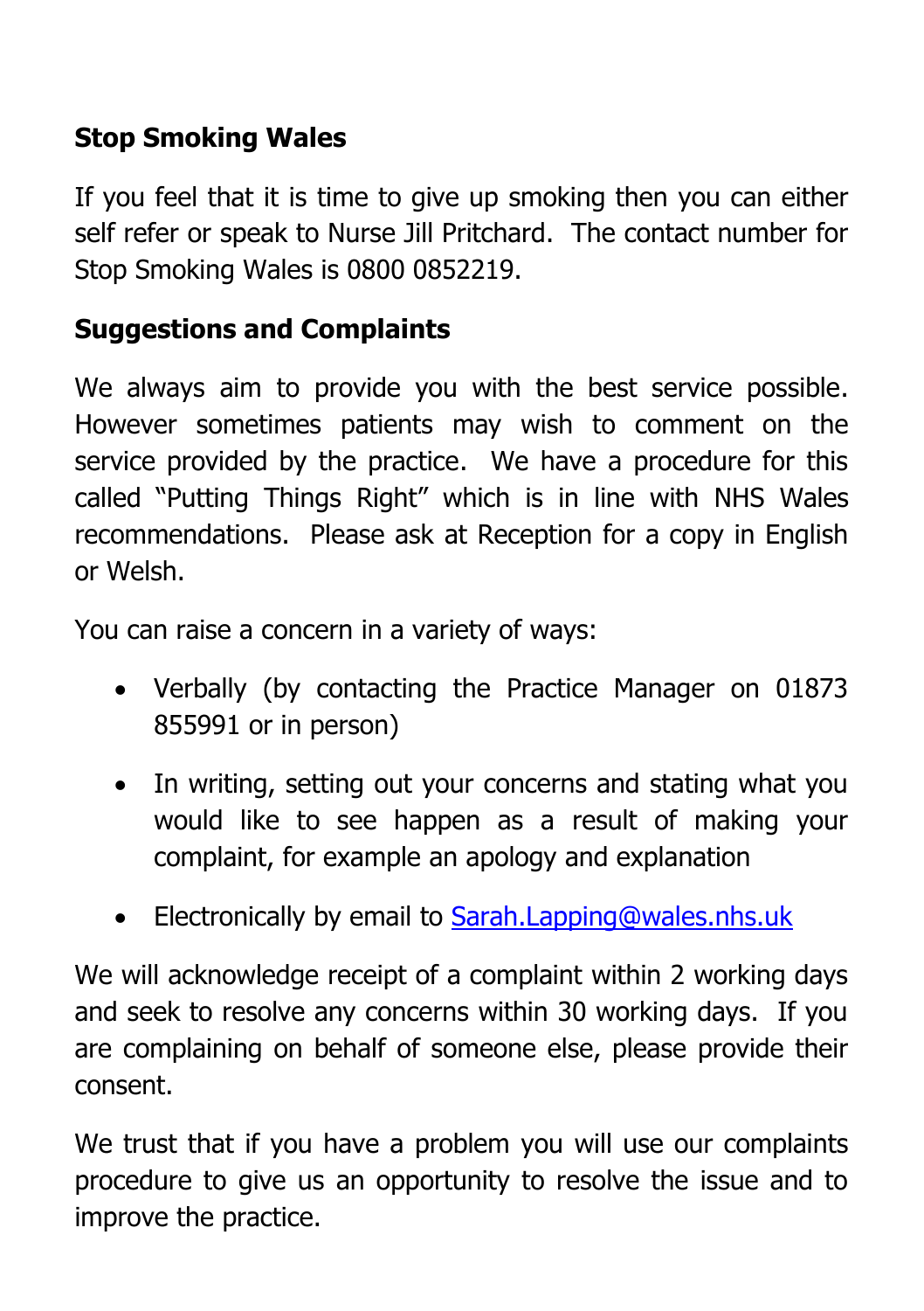**Stop Smoking Wales**

If you feel that it is time to give up smoking then you can either self refer or speak to Nurse Jill Pritchard. The contact number for Stop Smoking Wales is 0800 0852219.

**Suggestions and Complaints**

We always aim to provide you with the best service possible. However sometimes patients may wish to comment on the service provided by the practice. We have a procedure for this called "Putting Things Right" which is in line with NHS Wales recommendations. Please ask at Reception for a copy in English or Welsh.

You can raise a concern in a variety of ways:

- Verbally (by contacting the Practice Manager on 01873 855991 or in person)
- In writing, setting out your concerns and stating what you would like to see happen as a result of making your complaint, for example an apology and explanation
- Electronically by email to Sarah.Lapping@wales.nhs.uk

We will acknowledge receipt of a complaint within 2 working days and seek to resolve any concerns within 30 working days. If you are complaining on behalf of someone else, please provide their consent.

We trust that if you have a problem you will use our complaints procedure to give us an opportunity to resolve the issue and to improve the practice.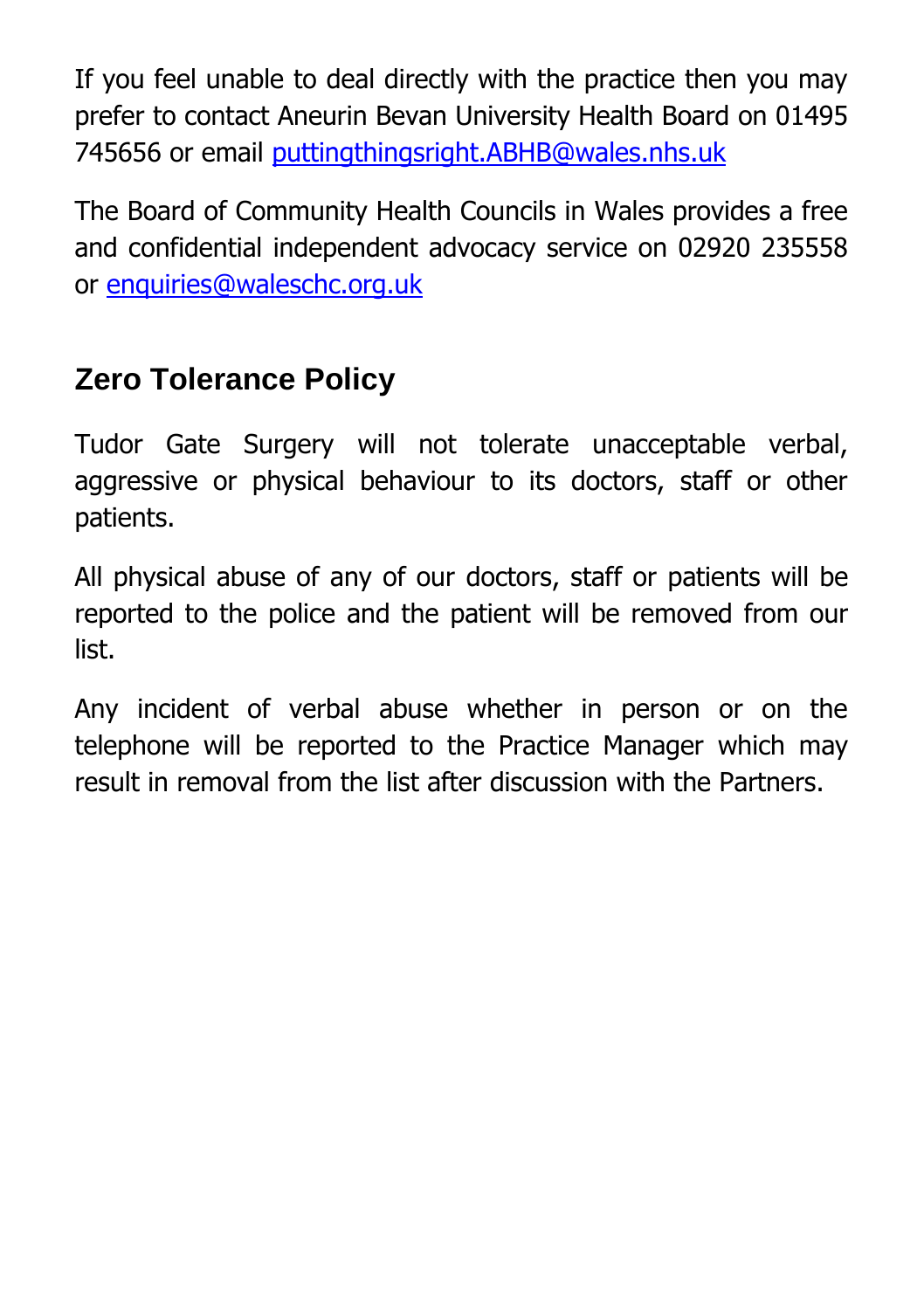If you feel unable to deal directly with the practice then you may prefer to contact Aneurin Bevan University Health Board on 01495 745656 or email [puttingthingsright.ABHB@wales.nhs.uk](mailto:puttingthingsright.ABHB@wales.nhs.uk)

The Board of Community Health Councils in Wales provides a free and confidential independent advocacy service on 02920 235558 or [enquiries@waleschc.org.uk](mailto:enquiries@waleschc.org.uk)

## Zero Tolerance Policy

Tudor Gate Surgery will not tolerate unacceptable verbal, aggressive or physical behaviour to its doctors, staff or other patients.

All physical abuse of any of our doctors, staff or patients will be reported to the police and the patient will be removed from our list.

Any incident of verbal abuse whether in person or on the telephone will be reported to the Practice Manager which may result in removal from the list after discussion with the Partners.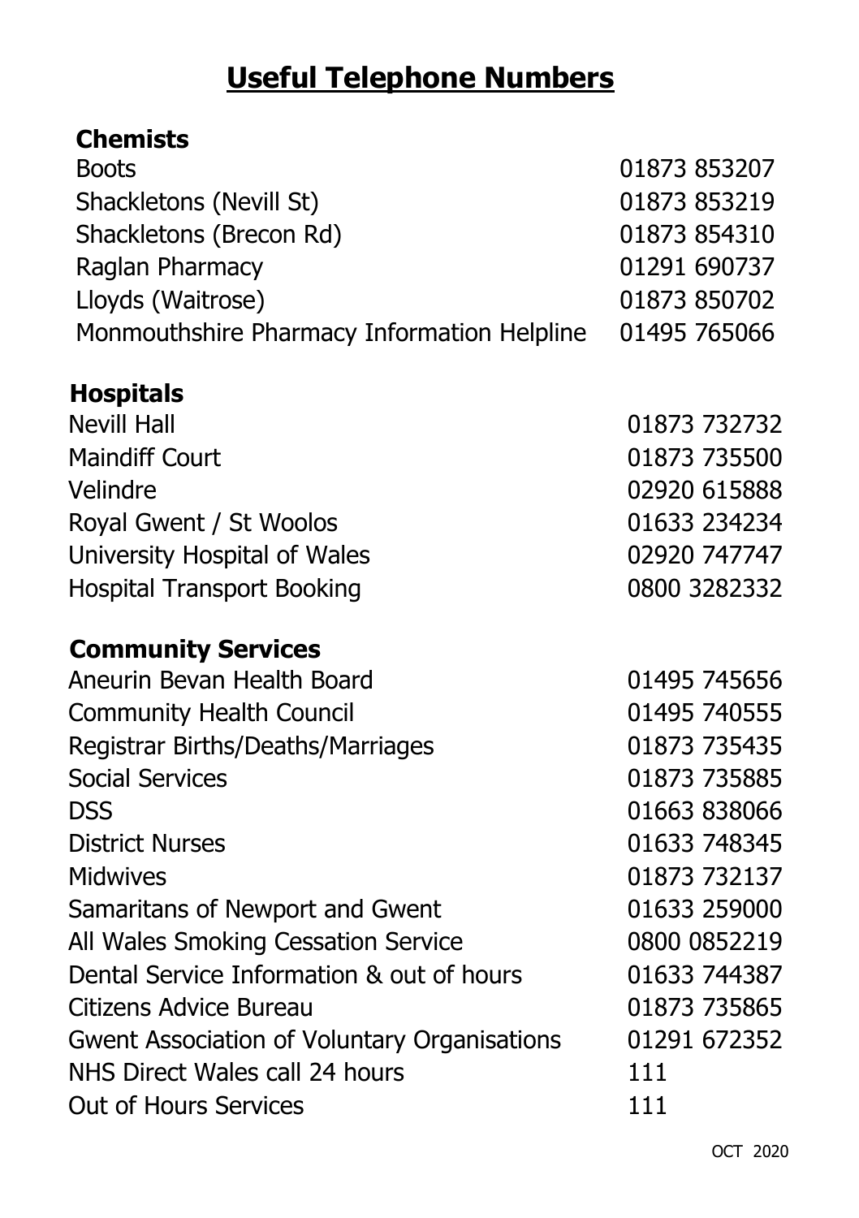# Useful Telephone Numbers

## Chemists

| | |
|---|---|
| Boots | 01873 853207 |
| Shackletons (Nevill St) | 01873 853219 |
| Shackletons (Brecon Rd) | 01873 854310 |
| Raglan Pharmacy | 01291 690737 |
| Lloyds (Waitrose) | 01873 850702 |
| Monmouthshire Pharmacy Information Helpline | 01495 765066 |

## Hospitals

| | |
|---|---|
| Nevill Hall | 01873 732732 |
| Maindiff Court | 01873 735500 |
| Velindre | 02920 615888 |
| Royal Gwent / St Woolos | 01633 234234 |
| University Hospital of Wales | 02920 747747 |
| Hospital Transport Booking | 0800 3282332 |

## Community Services

| | |
|---|---|
| Aneurin Bevan Health Board | 01495 745656 |
| Community Health Council | 01495 740555 |
| Registrar Births/Deaths/Marriages | 01873 735435 |
| Social Services | 01873 735885 |
| DSS | 01663 838066 |
| District Nurses | 01633 748345 |
| Midwives | 01873 732137 |
| Samaritans of Newport and Gwent | 01633 259000 |
| All Wales Smoking Cessation Service | 0800 0852219 |
| Dental Service Information & out of hours | 01633 744387 |
| Citizens Advice Bureau | 01873 735865 |
| Gwent Association of Voluntary Organisations | 01291 672352 |
| NHS Direct Wales call 24 hours | 111 |
| Out of Hours Services | 111 |

OCT 2020